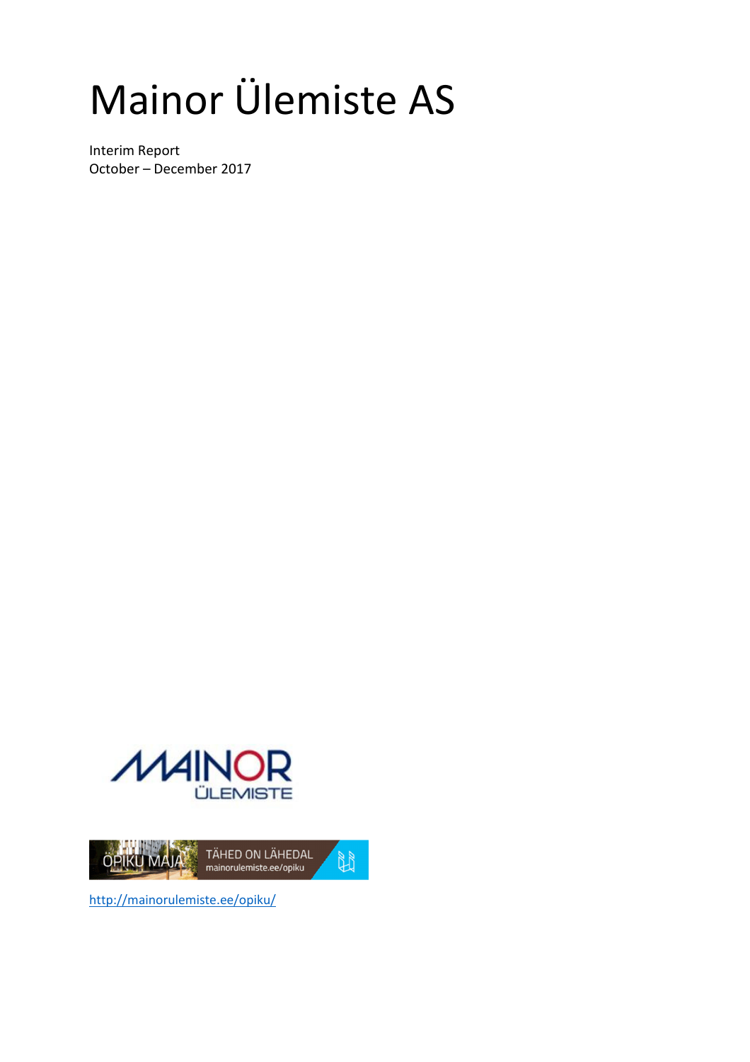# Mainor Ülemiste AS

Interim Report
October – December 2017

http://mainorulemiste.ee/opiku/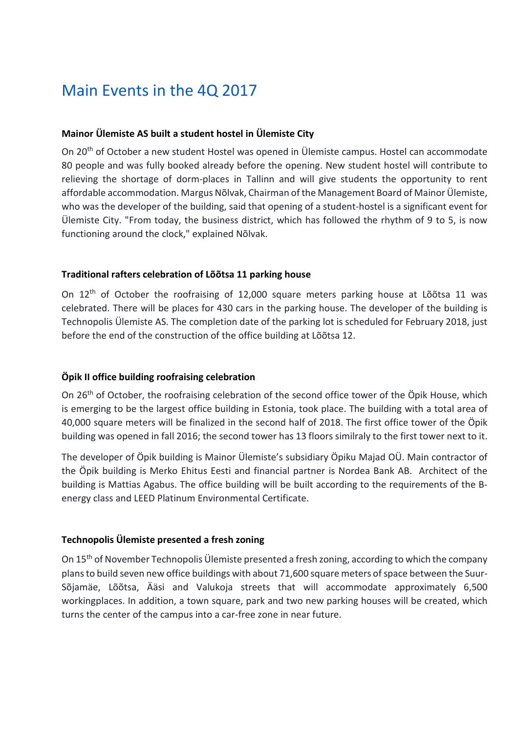# Main Events in the 4Q 2017

### Mainor Ülemiste AS built a student hostel in Ülemiste City

On 20th of October a new student Hostel was opened in Ülemiste campus. Hostel can accommodate 80 people and was fully booked already before the opening. New student hostel will contribute to relieving the shortage of dorm-places in Tallinn and will give students the opportunity to rent affordable accommodation. Margus Nõlvak, Chairman of the Management Board of Mainor Ülemiste, who was the developer of the building, said that opening of a student-hostel is a significant event for Ülemiste City. "From today, the business district, which has followed the rhythm of 9 to 5, is now functioning around the clock," explained Nõlvak.

### Traditional rafters celebration of Lõõtsa 11 parking house

On 12th of October the roofraising of 12,000 square meters parking house at Lõõtsa 11 was celebrated. There will be places for 430 cars in the parking house. The developer of the building is Technopolis Ülemiste AS. The completion date of the parking lot is scheduled for February 2018, just before the end of the construction of the office building at Lõõtsa 12.

### Öpik II office building roofraising celebration

On 26th of October, the roofraising celebration of the second office tower of the Öpik House, which is emerging to be the largest office building in Estonia, took place. The building with a total area of 40,000 square meters will be finalized in the second half of 2018. The first office tower of the Öpik building was opened in fall 2016; the second tower has 13 floors similraly to the first tower next to it.

The developer of Öpik building is Mainor Ülemiste's subsidiary Öpiku Majad OÜ. Main contractor of the Öpik building is Merko Ehitus Eesti and financial partner is Nordea Bank AB. Architect of the building is Mattias Agabus. The office building will be built according to the requirements of the B-energy class and LEED Platinum Environmental Certificate.

### Technopolis Ülemiste presented a fresh zoning

On 15th of November Technopolis Ülemiste presented a fresh zoning, according to which the company plans to build seven new office buildings with about 71,600 square meters of space between the Suur-Sõjamäe, Lõõtsa, Ääsi and Valukoja streets that will accommodate approximately 6,500 workingplaces. In addition, a town square, park and two new parking houses will be created, which turns the center of the campus into a car-free zone in near future.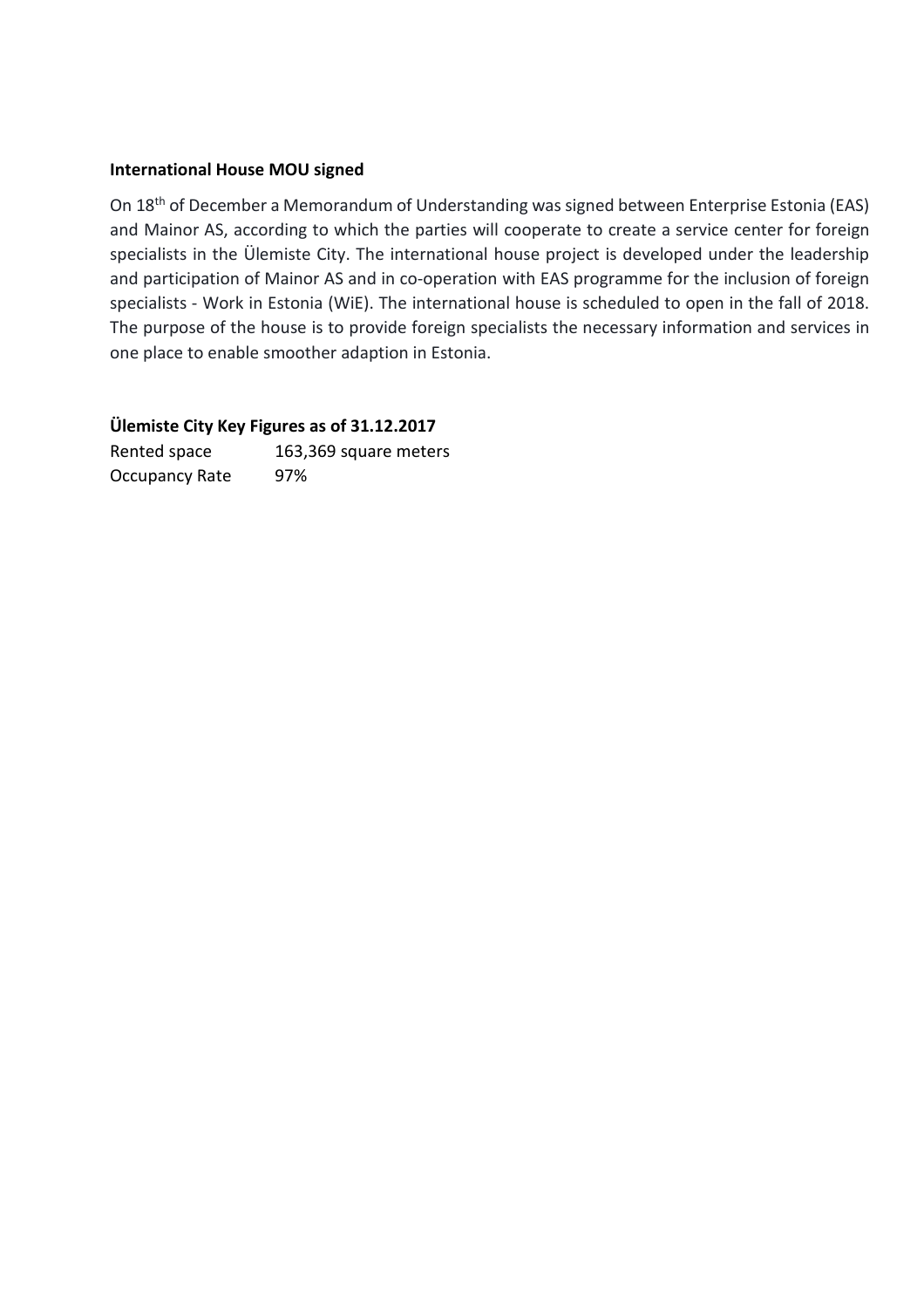**International House MOU signed**

On 18th of December a Memorandum of Understanding was signed between Enterprise Estonia (EAS) and Mainor AS, according to which the parties will cooperate to create a service center for foreign specialists in the Ülemiste City. The international house project is developed under the leadership and participation of Mainor AS and in co-operation with EAS programme for the inclusion of foreign specialists - Work in Estonia (WiE). The international house is scheduled to open in the fall of 2018. The purpose of the house is to provide foreign specialists the necessary information and services in one place to enable smoother adaption in Estonia.

**Ülemiste City Key Figures as of 31.12.2017**

| | |
|---|---|
| Rented space | 163,369 square meters |
| Occupancy Rate | 97% |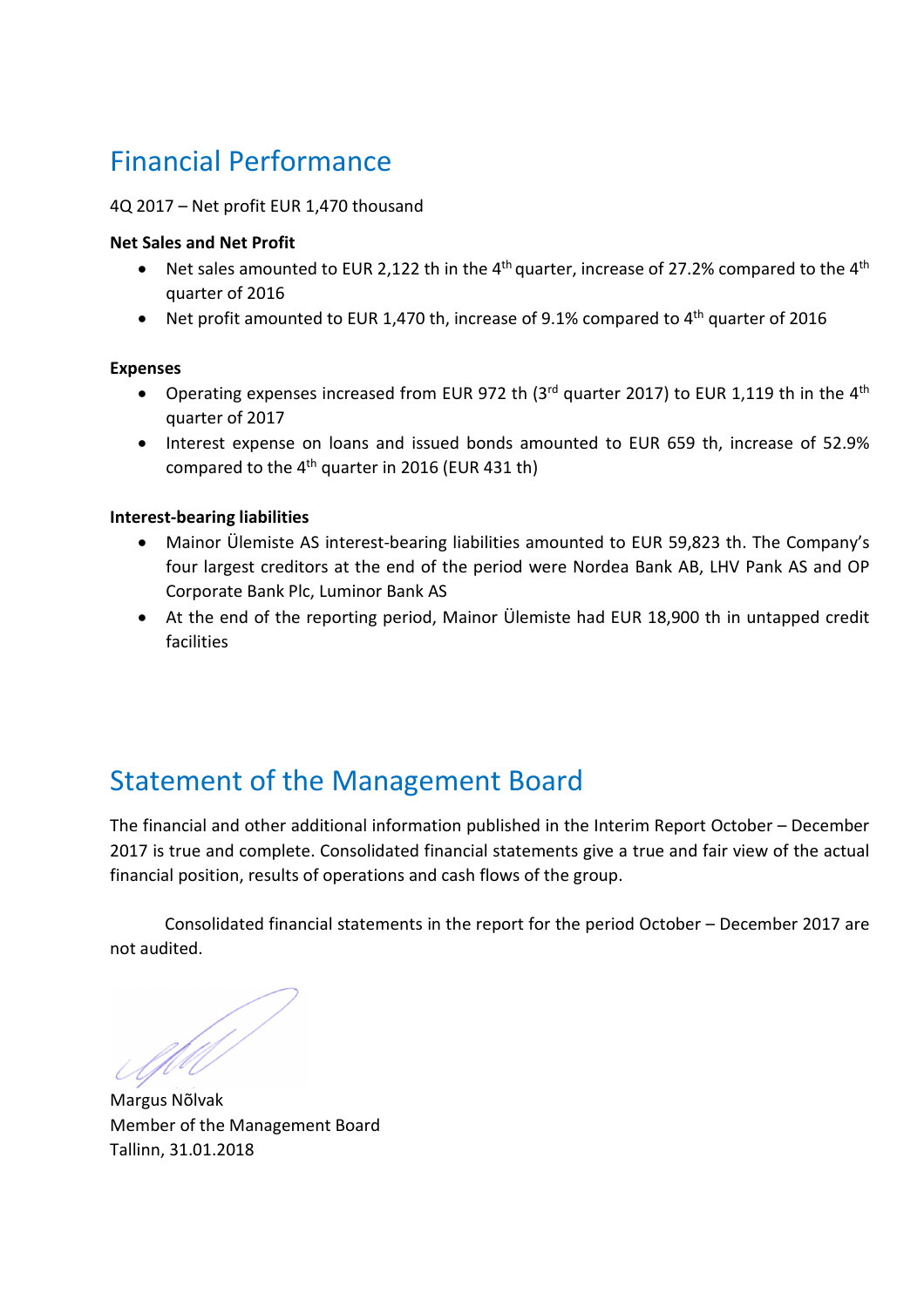# Financial Performance

4Q 2017 – Net profit EUR 1,470 thousand

**Net Sales and Net Profit**

- Net sales amounted to EUR 2,122 th in the 4th quarter, increase of 27.2% compared to the 4th quarter of 2016
- Net profit amounted to EUR 1,470 th, increase of 9.1% compared to 4th quarter of 2016

**Expenses**

- Operating expenses increased from EUR 972 th (3rd quarter 2017) to EUR 1,119 th in the 4th quarter of 2017
- Interest expense on loans and issued bonds amounted to EUR 659 th, increase of 52.9% compared to the 4th quarter in 2016 (EUR 431 th)

**Interest-bearing liabilities**

- Mainor Ülemiste AS interest-bearing liabilities amounted to EUR 59,823 th. The Company's four largest creditors at the end of the period were Nordea Bank AB, LHV Pank AS and OP Corporate Bank Plc, Luminor Bank AS
- At the end of the reporting period, Mainor Ülemiste had EUR 18,900 th in untapped credit facilities

# Statement of the Management Board

The financial and other additional information published in the Interim Report October – December 2017 is true and complete. Consolidated financial statements give a true and fair view of the actual financial position, results of operations and cash flows of the group.

Consolidated financial statements in the report for the period October – December 2017 are not audited.

Margus Nõlvak
Member of the Management Board
Tallinn, 31.01.2018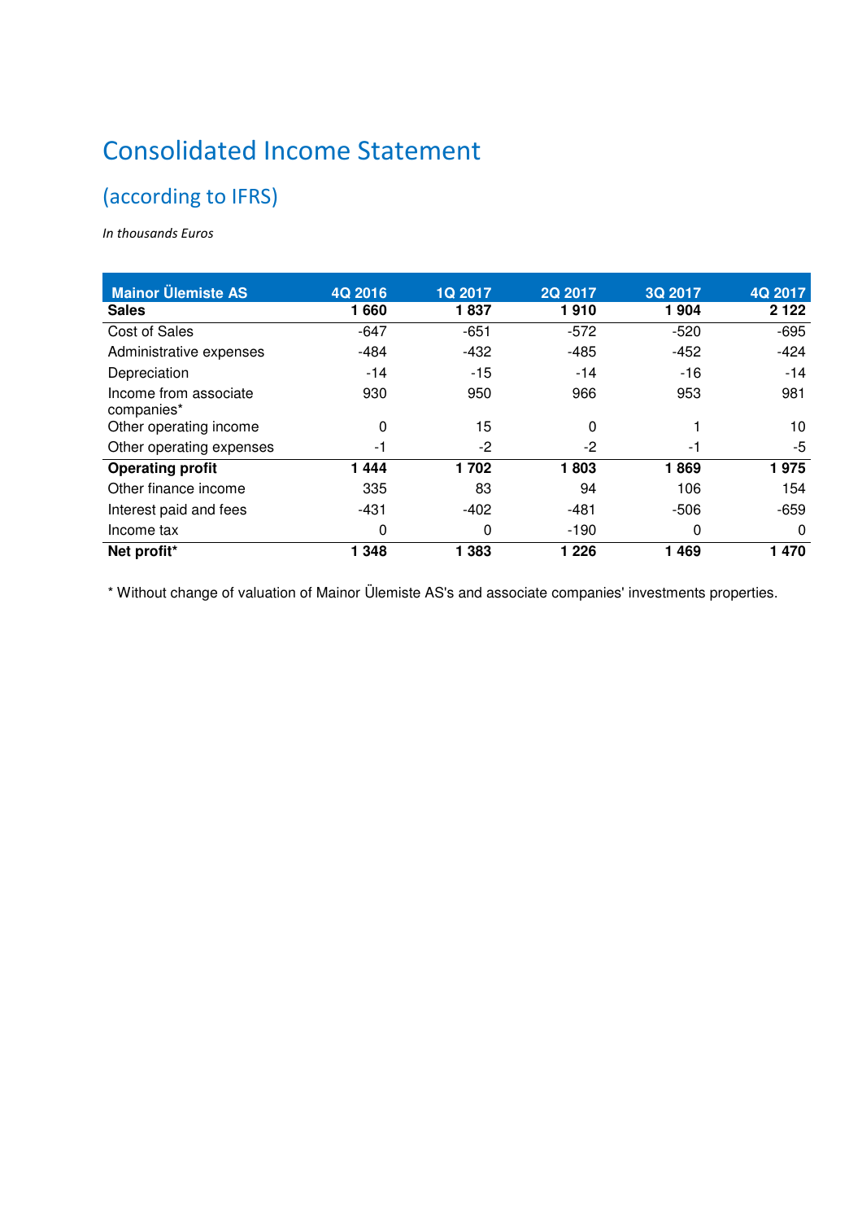# Consolidated Income Statement

## (according to IFRS)

*In thousands Euros*

| Mainor Ülemiste AS | 4Q 2016 | 1Q 2017 | 2Q 2017 | 3Q 2017 | 4Q 2017 |
|---|---|---|---|---|---|
| **Sales** | **1 660** | **1 837** | **1 910** | **1 904** | **2 122** |
| Cost of Sales | -647 | -651 | -572 | -520 | -695 |
| Administrative expenses | -484 | -432 | -485 | -452 | -424 |
| Depreciation | -14 | -15 | -14 | -16 | -14 |
| Income from associate companies* | 930 | 950 | 966 | 953 | 981 |
| Other operating income | 0 | 15 | 0 | 1 | 10 |
| Other operating expenses | -1 | -2 | -2 | -1 | -5 |
| **Operating profit** | **1 444** | **1 702** | **1 803** | **1 869** | **1 975** |
| Other finance income | 335 | 83 | 94 | 106 | 154 |
| Interest paid and fees | -431 | -402 | -481 | -506 | -659 |
| Income tax | 0 | 0 | -190 | 0 | 0 |
| **Net profit*** | **1 348** | **1 383** | **1 226** | **1 469** | **1 470** |

* Without change of valuation of Mainor Ülemiste AS's and associate companies' investments properties.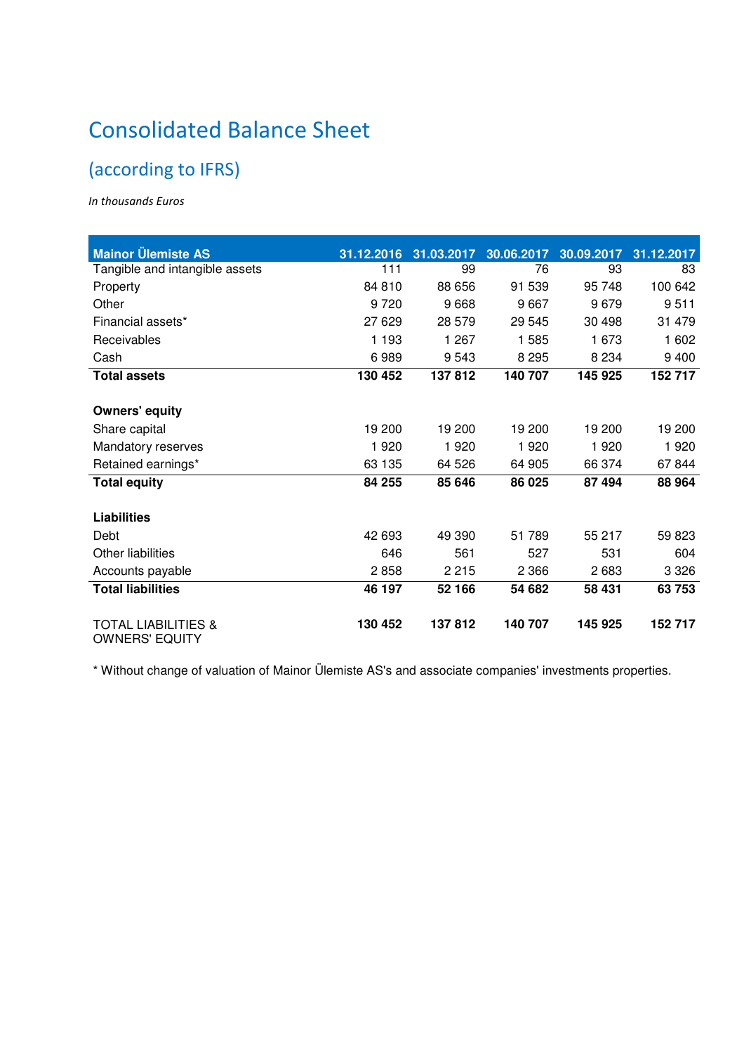# Consolidated Balance Sheet

## (according to IFRS)

*In thousands Euros*

| Mainor Ülemiste AS | 31.12.2016 | 31.03.2017 | 30.06.2017 | 30.09.2017 | 31.12.2017 |
|---|---|---|---|---|---|
| Tangible and intangible assets | 111 | 99 | 76 | 93 | 83 |
| Property | 84 810 | 88 656 | 91 539 | 95 748 | 100 642 |
| Other | 9 720 | 9 668 | 9 667 | 9 679 | 9 511 |
| Financial assets* | 27 629 | 28 579 | 29 545 | 30 498 | 31 479 |
| Receivables | 1 193 | 1 267 | 1 585 | 1 673 | 1 602 |
| Cash | 6 989 | 9 543 | 8 295 | 8 234 | 9 400 |
| **Total assets** | **130 452** | **137 812** | **140 707** | **145 925** | **152 717** |
| | | | | | |
| **Owners' equity** | | | | | |
| Share capital | 19 200 | 19 200 | 19 200 | 19 200 | 19 200 |
| Mandatory reserves | 1 920 | 1 920 | 1 920 | 1 920 | 1 920 |
| Retained earnings* | 63 135 | 64 526 | 64 905 | 66 374 | 67 844 |
| **Total equity** | **84 255** | **85 646** | **86 025** | **87 494** | **88 964** |
| | | | | | |
| **Liabilities** | | | | | |
| Debt | 42 693 | 49 390 | 51 789 | 55 217 | 59 823 |
| Other liabilities | 646 | 561 | 527 | 531 | 604 |
| Accounts payable | 2 858 | 2 215 | 2 366 | 2 683 | 3 326 |
| **Total liabilities** | **46 197** | **52 166** | **54 682** | **58 431** | **63 753** |
| | | | | | |
| TOTAL LIABILITIES & OWNERS' EQUITY | **130 452** | **137 812** | **140 707** | **145 925** | **152 717** |

* Without change of valuation of Mainor Ülemiste AS's and associate companies' investments properties.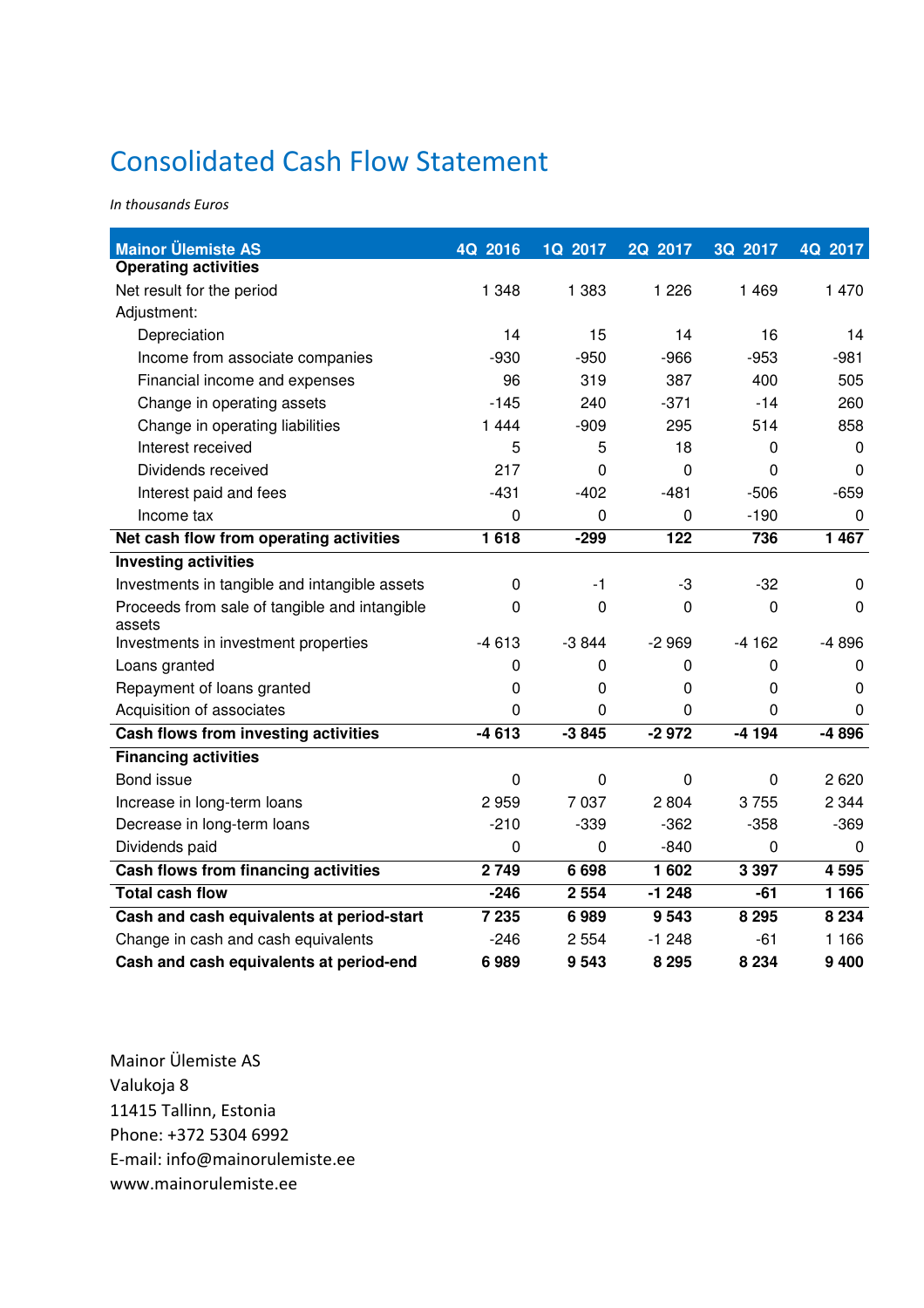# Consolidated Cash Flow Statement

*In thousands Euros*

| Mainor Ülemiste AS | 4Q 2016 | 1Q 2017 | 2Q 2017 | 3Q 2017 | 4Q 2017 |
|---|---|---|---|---|---|
| **Operating activities** | | | | | |
| Net result for the period | 1 348 | 1 383 | 1 226 | 1 469 | 1 470 |
| Adjustment: | | | | | |
| Depreciation | 14 | 15 | 14 | 16 | 14 |
| Income from associate companies | -930 | -950 | -966 | -953 | -981 |
| Financial income and expenses | 96 | 319 | 387 | 400 | 505 |
| Change in operating assets | -145 | 240 | -371 | -14 | 260 |
| Change in operating liabilities | 1 444 | -909 | 295 | 514 | 858 |
| Interest received | 5 | 5 | 18 | 0 | 0 |
| Dividends received | 217 | 0 | 0 | 0 | 0 |
| Interest paid and fees | -431 | -402 | -481 | -506 | -659 |
| Income tax | 0 | 0 | 0 | -190 | 0 |
| **Net cash flow from operating activities** | **1 618** | **-299** | **122** | **736** | **1 467** |
| **Investing activities** | | | | | |
| Investments in tangible and intangible assets | 0 | -1 | -3 | -32 | 0 |
| Proceeds from sale of tangible and intangible assets | 0 | 0 | 0 | 0 | 0 |
| Investments in investment properties | -4 613 | -3 844 | -2 969 | -4 162 | -4 896 |
| Loans granted | 0 | 0 | 0 | 0 | 0 |
| Repayment of loans granted | 0 | 0 | 0 | 0 | 0 |
| Acquisition of associates | 0 | 0 | 0 | 0 | 0 |
| **Cash flows from investing activities** | **-4 613** | **-3 845** | **-2 972** | **-4 194** | **-4 896** |
| **Financing activities** | | | | | |
| Bond issue | 0 | 0 | 0 | 0 | 2 620 |
| Increase in long-term loans | 2 959 | 7 037 | 2 804 | 3 755 | 2 344 |
| Decrease in long-term loans | -210 | -339 | -362 | -358 | -369 |
| Dividends paid | 0 | 0 | -840 | 0 | 0 |
| **Cash flows from financing activities** | **2 749** | **6 698** | **1 602** | **3 397** | **4 595** |
| **Total cash flow** | **-246** | **2 554** | **-1 248** | **-61** | **1 166** |
| **Cash and cash equivalents at period-start** | **7 235** | **6 989** | **9 543** | **8 295** | **8 234** |
| Change in cash and cash equivalents | -246 | 2 554 | -1 248 | -61 | 1 166 |
| **Cash and cash equivalents at period-end** | **6 989** | **9 543** | **8 295** | **8 234** | **9 400** |

Mainor Ülemiste AS
Valukoja 8
11415 Tallinn, Estonia
Phone: +372 5304 6992
E-mail: info@mainorulemiste.ee
www.mainorulemiste.ee